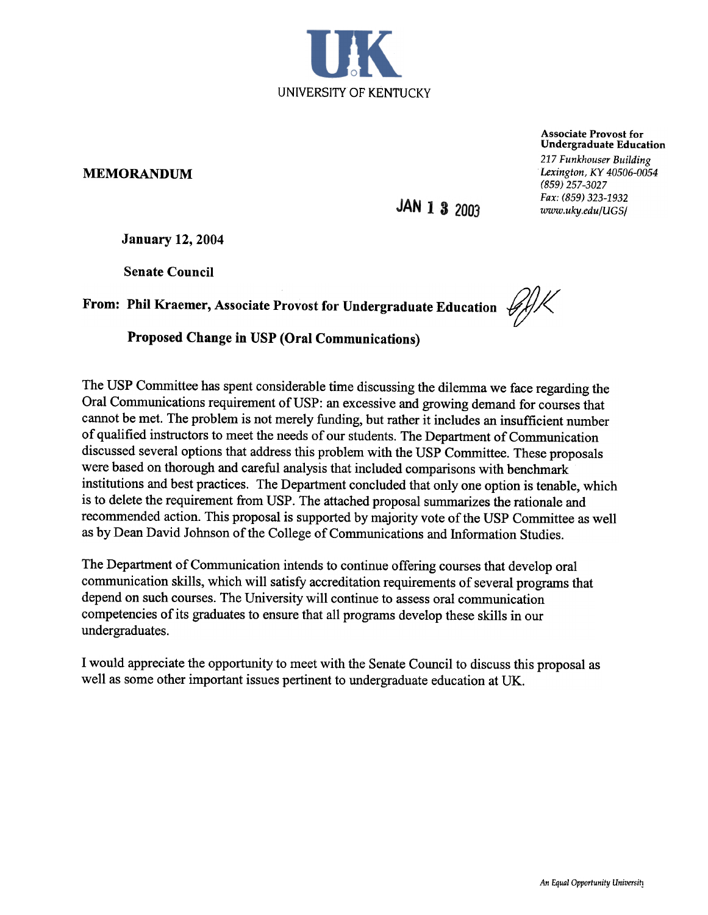UNIVERSITY OF KENTUCKY

**Associate Provost for Undergraduate Education**
*217 Funkhouser Building*
*Lexington, KY 40506-0054*
*(859) 257-3027*
*Fax: (859) 323-1932*
*www.uky.edu/UGS/*

**MEMORANDUM**

JAN 13 2003

**January 12, 2004**

**Senate Council**

**From: Phil Kraemer, Associate Provost for Undergraduate Education**

**Proposed Change in USP (Oral Communications)**

The USP Committee has spent considerable time discussing the dilemma we face regarding the Oral Communications requirement of USP: an excessive and growing demand for courses that cannot be met. The problem is not merely funding, but rather it includes an insufficient number of qualified instructors to meet the needs of our students. The Department of Communication discussed several options that address this problem with the USP Committee. These proposals were based on thorough and careful analysis that included comparisons with benchmark institutions and best practices. The Department concluded that only one option is tenable, which is to delete the requirement from USP. The attached proposal summarizes the rationale and recommended action. This proposal is supported by majority vote of the USP Committee as well as by Dean David Johnson of the College of Communications and Information Studies.

The Department of Communication intends to continue offering courses that develop oral communication skills, which will satisfy accreditation requirements of several programs that depend on such courses. The University will continue to assess oral communication competencies of its graduates to ensure that all programs develop these skills in our undergraduates.

I would appreciate the opportunity to meet with the Senate Council to discuss this proposal as well as some other important issues pertinent to undergraduate education at UK.

*An Equal Opportunity University*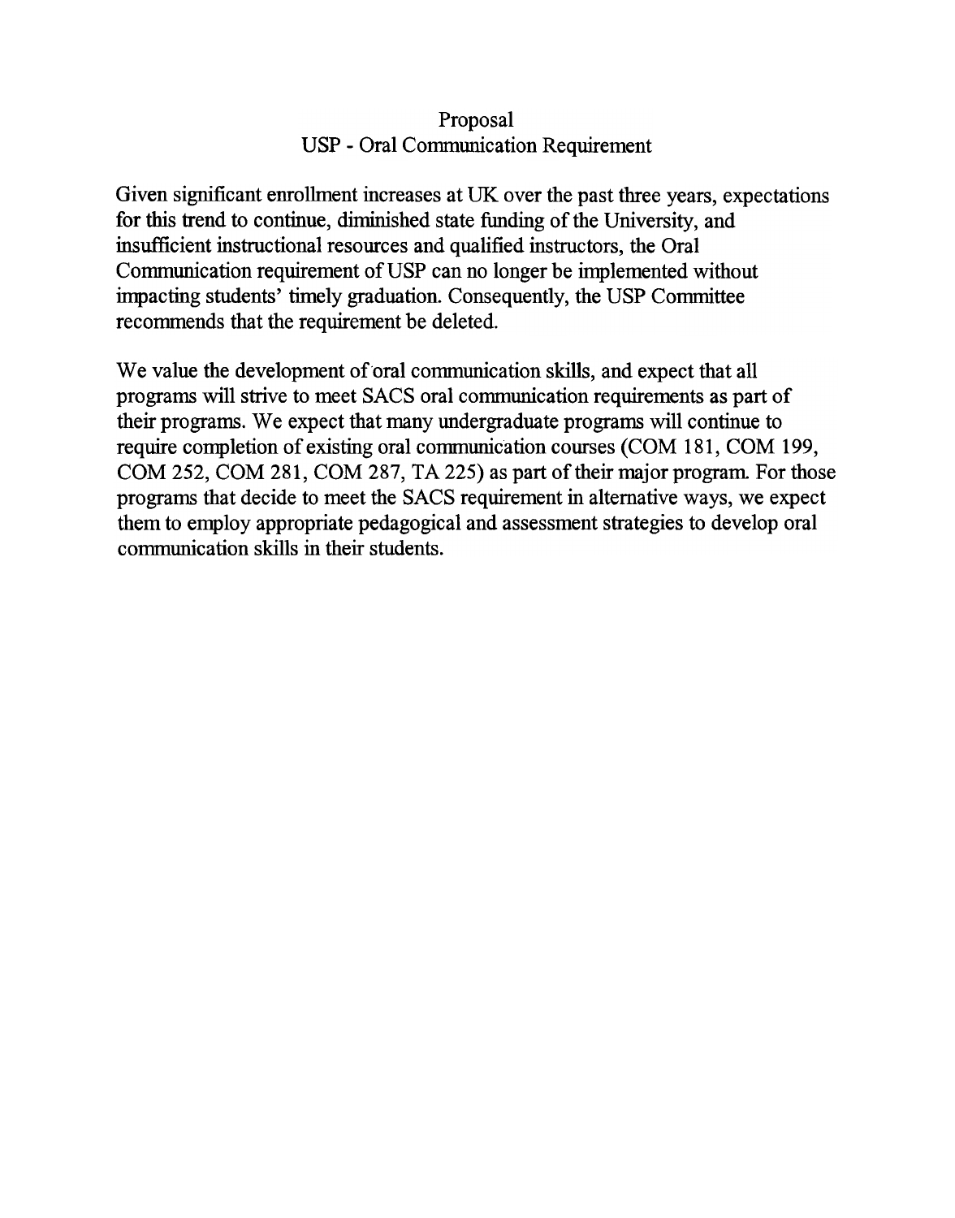# Proposal

## USP - Oral Communication Requirement

Given significant enrollment increases at UK over the past three years, expectations for this trend to continue, diminished state funding of the University, and insufficient instructional resources and qualified instructors, the Oral Communication requirement of USP can no longer be implemented without impacting students' timely graduation. Consequently, the USP Committee recommends that the requirement be deleted.

We value the development of oral communication skills, and expect that all programs will strive to meet SACS oral communication requirements as part of their programs. We expect that many undergraduate programs will continue to require completion of existing oral communication courses (COM 181, COM 199, COM 252, COM 281, COM 287, TA 225) as part of their major program. For those programs that decide to meet the SACS requirement in alternative ways, we expect them to employ appropriate pedagogical and assessment strategies to develop oral communication skills in their students.